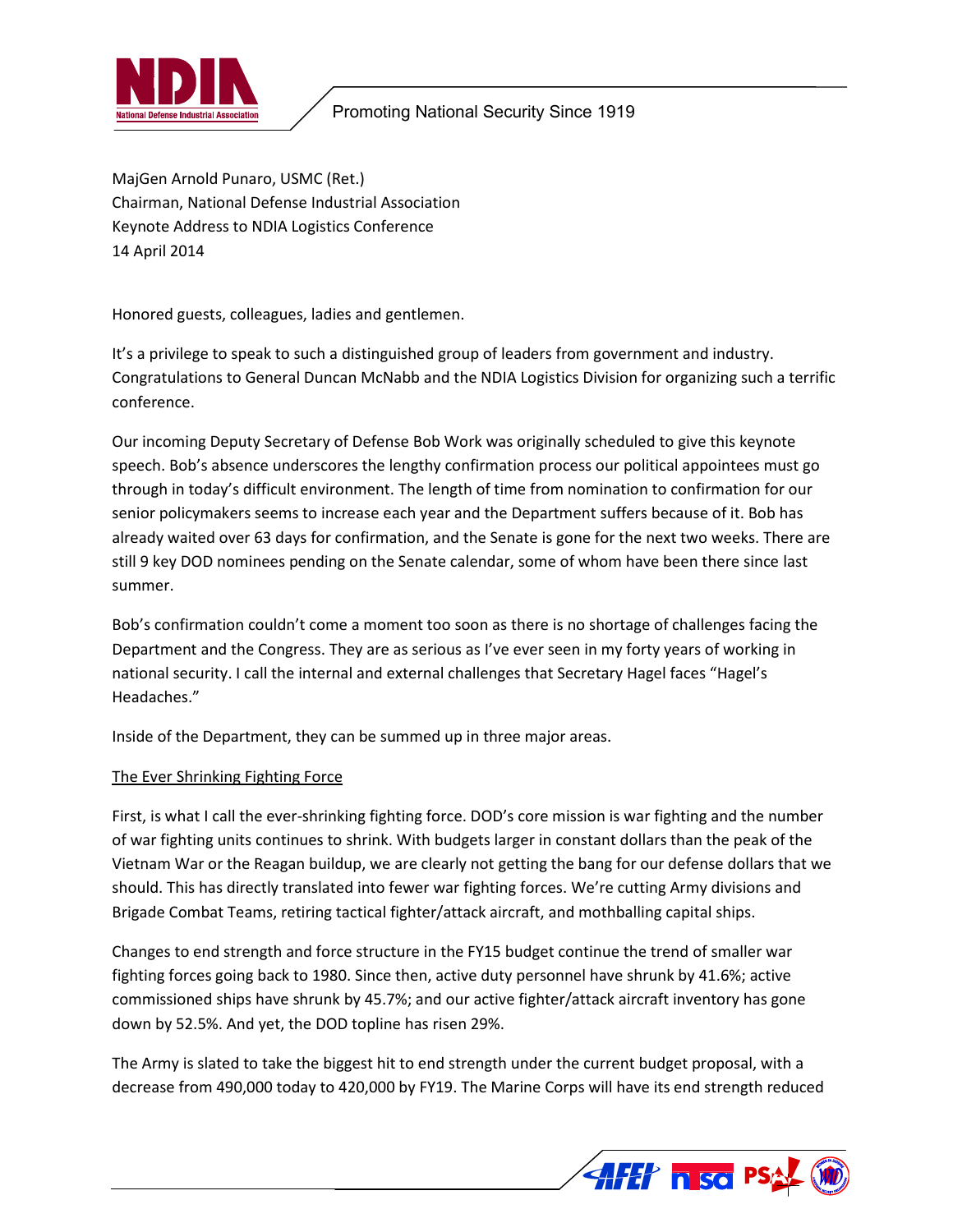MajGen Arnold Punaro, USMC (Ret.)
Chairman, National Defense Industrial Association
Keynote Address to NDIA Logistics Conference
14 April 2014

Honored guests, colleagues, ladies and gentlemen.

It's a privilege to speak to such a distinguished group of leaders from government and industry. Congratulations to General Duncan McNabb and the NDIA Logistics Division for organizing such a terrific conference.

Our incoming Deputy Secretary of Defense Bob Work was originally scheduled to give this keynote speech. Bob's absence underscores the lengthy confirmation process our political appointees must go through in today's difficult environment. The length of time from nomination to confirmation for our senior policymakers seems to increase each year and the Department suffers because of it. Bob has already waited over 63 days for confirmation, and the Senate is gone for the next two weeks. There are still 9 key DOD nominees pending on the Senate calendar, some of whom have been there since last summer.

Bob's confirmation couldn't come a moment too soon as there is no shortage of challenges facing the Department and the Congress. They are as serious as I've ever seen in my forty years of working in national security. I call the internal and external challenges that Secretary Hagel faces "Hagel's Headaches."

Inside of the Department, they can be summed up in three major areas.

## The Ever Shrinking Fighting Force

First, is what I call the ever-shrinking fighting force. DOD's core mission is war fighting and the number of war fighting units continues to shrink. With budgets larger in constant dollars than the peak of the Vietnam War or the Reagan buildup, we are clearly not getting the bang for our defense dollars that we should. This has directly translated into fewer war fighting forces. We're cutting Army divisions and Brigade Combat Teams, retiring tactical fighter/attack aircraft, and mothballing capital ships.

Changes to end strength and force structure in the FY15 budget continue the trend of smaller war fighting forces going back to 1980. Since then, active duty personnel have shrunk by 41.6%; active commissioned ships have shrunk by 45.7%; and our active fighter/attack aircraft inventory has gone down by 52.5%. And yet, the DOD topline has risen 29%.

The Army is slated to take the biggest hit to end strength under the current budget proposal, with a decrease from 490,000 today to 420,000 by FY19. The Marine Corps will have its end strength reduced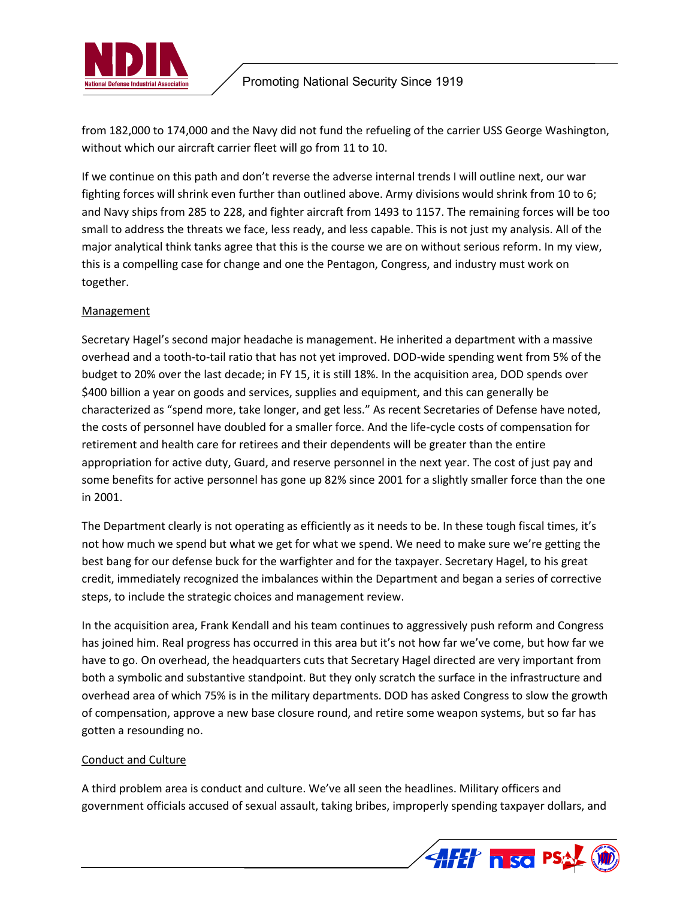from 182,000 to 174,000 and the Navy did not fund the refueling of the carrier USS George Washington, without which our aircraft carrier fleet will go from 11 to 10.

If we continue on this path and don't reverse the adverse internal trends I will outline next, our war fighting forces will shrink even further than outlined above. Army divisions would shrink from 10 to 6; and Navy ships from 285 to 228, and fighter aircraft from 1493 to 1157. The remaining forces will be too small to address the threats we face, less ready, and less capable. This is not just my analysis. All of the major analytical think tanks agree that this is the course we are on without serious reform. In my view, this is a compelling case for change and one the Pentagon, Congress, and industry must work on together.

## Management

Secretary Hagel's second major headache is management. He inherited a department with a massive overhead and a tooth-to-tail ratio that has not yet improved. DOD-wide spending went from 5% of the budget to 20% over the last decade; in FY 15, it is still 18%. In the acquisition area, DOD spends over $400 billion a year on goods and services, supplies and equipment, and this can generally be characterized as "spend more, take longer, and get less." As recent Secretaries of Defense have noted, the costs of personnel have doubled for a smaller force. And the life-cycle costs of compensation for retirement and health care for retirees and their dependents will be greater than the entire appropriation for active duty, Guard, and reserve personnel in the next year. The cost of just pay and some benefits for active personnel has gone up 82% since 2001 for a slightly smaller force than the one in 2001.

The Department clearly is not operating as efficiently as it needs to be. In these tough fiscal times, it's not how much we spend but what we get for what we spend. We need to make sure we're getting the best bang for our defense buck for the warfighter and for the taxpayer. Secretary Hagel, to his great credit, immediately recognized the imbalances within the Department and began a series of corrective steps, to include the strategic choices and management review.

In the acquisition area, Frank Kendall and his team continues to aggressively push reform and Congress has joined him. Real progress has occurred in this area but it's not how far we've come, but how far we have to go. On overhead, the headquarters cuts that Secretary Hagel directed are very important from both a symbolic and substantive standpoint. But they only scratch the surface in the infrastructure and overhead area of which 75% is in the military departments. DOD has asked Congress to slow the growth of compensation, approve a new base closure round, and retire some weapon systems, but so far has gotten a resounding no.

## Conduct and Culture

A third problem area is conduct and culture. We've all seen the headlines. Military officers and government officials accused of sexual assault, taking bribes, improperly spending taxpayer dollars, and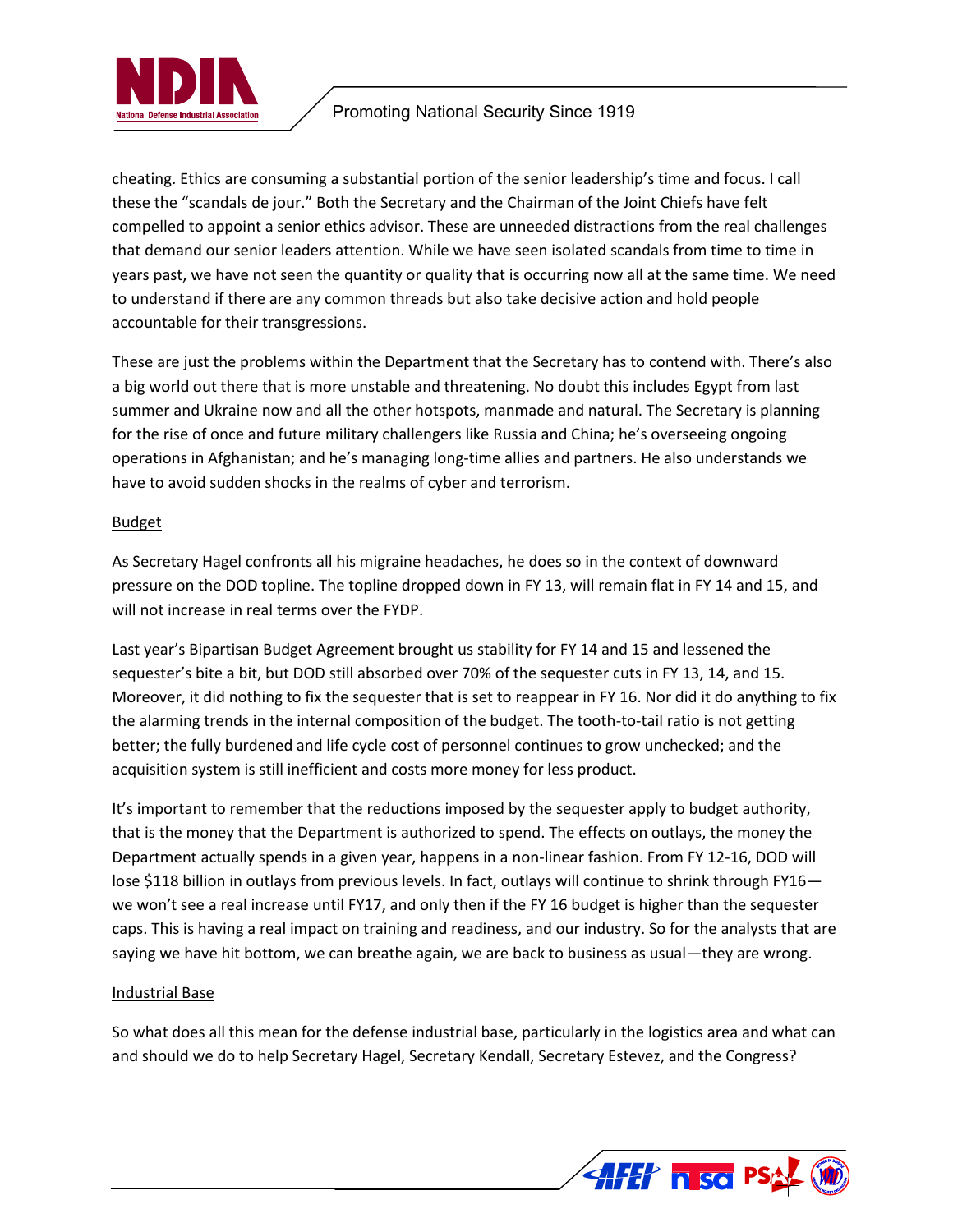cheating. Ethics are consuming a substantial portion of the senior leadership's time and focus. I call these the "scandals de jour." Both the Secretary and the Chairman of the Joint Chiefs have felt compelled to appoint a senior ethics advisor. These are unneeded distractions from the real challenges that demand our senior leaders attention. While we have seen isolated scandals from time to time in years past, we have not seen the quantity or quality that is occurring now all at the same time. We need to understand if there are any common threads but also take decisive action and hold people accountable for their transgressions.

These are just the problems within the Department that the Secretary has to contend with. There's also a big world out there that is more unstable and threatening. No doubt this includes Egypt from last summer and Ukraine now and all the other hotspots, manmade and natural. The Secretary is planning for the rise of once and future military challengers like Russia and China; he's overseeing ongoing operations in Afghanistan; and he's managing long-time allies and partners. He also understands we have to avoid sudden shocks in the realms of cyber and terrorism.

## Budget

As Secretary Hagel confronts all his migraine headaches, he does so in the context of downward pressure on the DOD topline. The topline dropped down in FY 13, will remain flat in FY 14 and 15, and will not increase in real terms over the FYDP.

Last year's Bipartisan Budget Agreement brought us stability for FY 14 and 15 and lessened the sequester's bite a bit, but DOD still absorbed over 70% of the sequester cuts in FY 13, 14, and 15. Moreover, it did nothing to fix the sequester that is set to reappear in FY 16. Nor did it do anything to fix the alarming trends in the internal composition of the budget. The tooth-to-tail ratio is not getting better; the fully burdened and life cycle cost of personnel continues to grow unchecked; and the acquisition system is still inefficient and costs more money for less product.

It's important to remember that the reductions imposed by the sequester apply to budget authority, that is the money that the Department is authorized to spend. The effects on outlays, the money the Department actually spends in a given year, happens in a non-linear fashion. From FY 12-16, DOD will lose $118 billion in outlays from previous levels. In fact, outlays will continue to shrink through FY16—we won't see a real increase until FY17, and only then if the FY 16 budget is higher than the sequester caps. This is having a real impact on training and readiness, and our industry. So for the analysts that are saying we have hit bottom, we can breathe again, we are back to business as usual—they are wrong.

## Industrial Base

So what does all this mean for the defense industrial base, particularly in the logistics area and what can and should we do to help Secretary Hagel, Secretary Kendall, Secretary Estevez, and the Congress?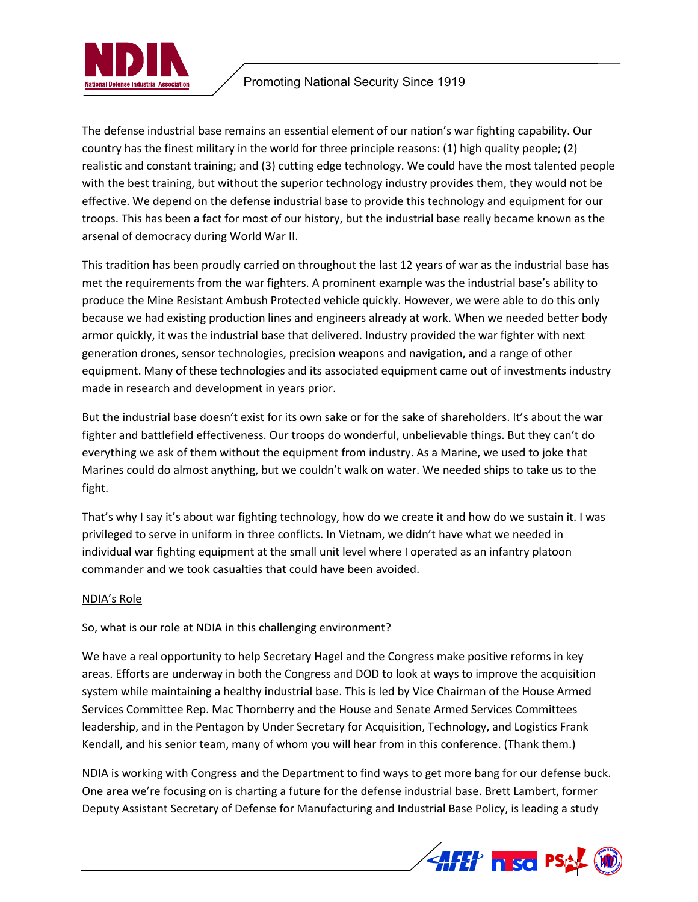The defense industrial base remains an essential element of our nation's war fighting capability. Our country has the finest military in the world for three principle reasons: (1) high quality people; (2) realistic and constant training; and (3) cutting edge technology. We could have the most talented people with the best training, but without the superior technology industry provides them, they would not be effective. We depend on the defense industrial base to provide this technology and equipment for our troops. This has been a fact for most of our history, but the industrial base really became known as the arsenal of democracy during World War II.

This tradition has been proudly carried on throughout the last 12 years of war as the industrial base has met the requirements from the war fighters. A prominent example was the industrial base's ability to produce the Mine Resistant Ambush Protected vehicle quickly. However, we were able to do this only because we had existing production lines and engineers already at work. When we needed better body armor quickly, it was the industrial base that delivered. Industry provided the war fighter with next generation drones, sensor technologies, precision weapons and navigation, and a range of other equipment. Many of these technologies and its associated equipment came out of investments industry made in research and development in years prior.

But the industrial base doesn't exist for its own sake or for the sake of shareholders. It's about the war fighter and battlefield effectiveness. Our troops do wonderful, unbelievable things. But they can't do everything we ask of them without the equipment from industry. As a Marine, we used to joke that Marines could do almost anything, but we couldn't walk on water. We needed ships to take us to the fight.

That's why I say it's about war fighting technology, how do we create it and how do we sustain it. I was privileged to serve in uniform in three conflicts. In Vietnam, we didn't have what we needed in individual war fighting equipment at the small unit level where I operated as an infantry platoon commander and we took casualties that could have been avoided.

## NDIA's Role

So, what is our role at NDIA in this challenging environment?

We have a real opportunity to help Secretary Hagel and the Congress make positive reforms in key areas. Efforts are underway in both the Congress and DOD to look at ways to improve the acquisition system while maintaining a healthy industrial base. This is led by Vice Chairman of the House Armed Services Committee Rep. Mac Thornberry and the House and Senate Armed Services Committees leadership, and in the Pentagon by Under Secretary for Acquisition, Technology, and Logistics Frank Kendall, and his senior team, many of whom you will hear from in this conference. (Thank them.)

NDIA is working with Congress and the Department to find ways to get more bang for our defense buck. One area we're focusing on is charting a future for the defense industrial base. Brett Lambert, former Deputy Assistant Secretary of Defense for Manufacturing and Industrial Base Policy, is leading a study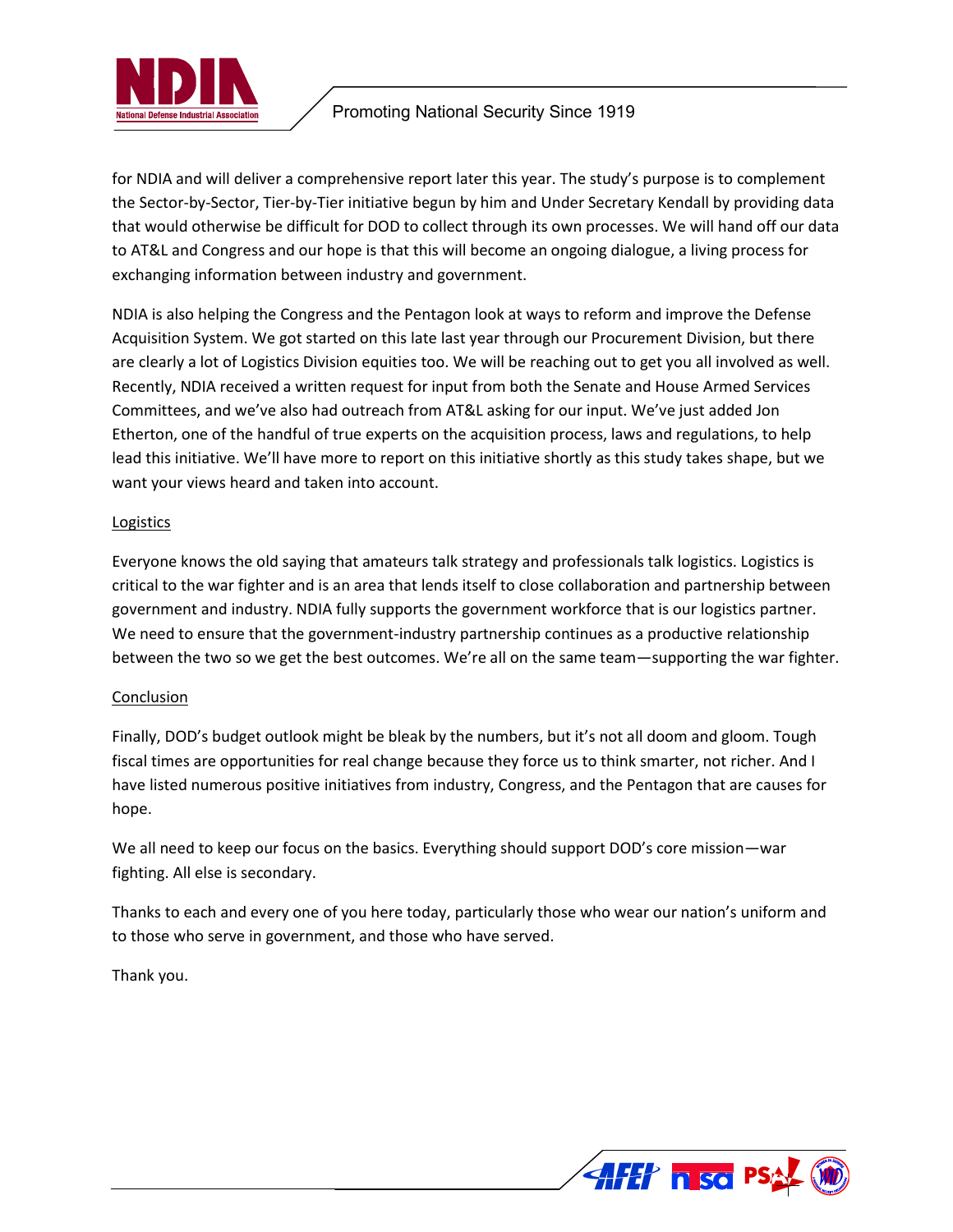for NDIA and will deliver a comprehensive report later this year. The study's purpose is to complement the Sector-by-Sector, Tier-by-Tier initiative begun by him and Under Secretary Kendall by providing data that would otherwise be difficult for DOD to collect through its own processes. We will hand off our data to AT&L and Congress and our hope is that this will become an ongoing dialogue, a living process for exchanging information between industry and government.

NDIA is also helping the Congress and the Pentagon look at ways to reform and improve the Defense Acquisition System. We got started on this late last year through our Procurement Division, but there are clearly a lot of Logistics Division equities too. We will be reaching out to get you all involved as well. Recently, NDIA received a written request for input from both the Senate and House Armed Services Committees, and we've also had outreach from AT&L asking for our input. We've just added Jon Etherton, one of the handful of true experts on the acquisition process, laws and regulations, to help lead this initiative. We'll have more to report on this initiative shortly as this study takes shape, but we want your views heard and taken into account.

## Logistics

Everyone knows the old saying that amateurs talk strategy and professionals talk logistics. Logistics is critical to the war fighter and is an area that lends itself to close collaboration and partnership between government and industry. NDIA fully supports the government workforce that is our logistics partner. We need to ensure that the government-industry partnership continues as a productive relationship between the two so we get the best outcomes. We're all on the same team—supporting the war fighter.

## Conclusion

Finally, DOD's budget outlook might be bleak by the numbers, but it's not all doom and gloom. Tough fiscal times are opportunities for real change because they force us to think smarter, not richer. And I have listed numerous positive initiatives from industry, Congress, and the Pentagon that are causes for hope.

We all need to keep our focus on the basics. Everything should support DOD's core mission—war fighting. All else is secondary.

Thanks to each and every one of you here today, particularly those who wear our nation's uniform and to those who serve in government, and those who have served.

Thank you.